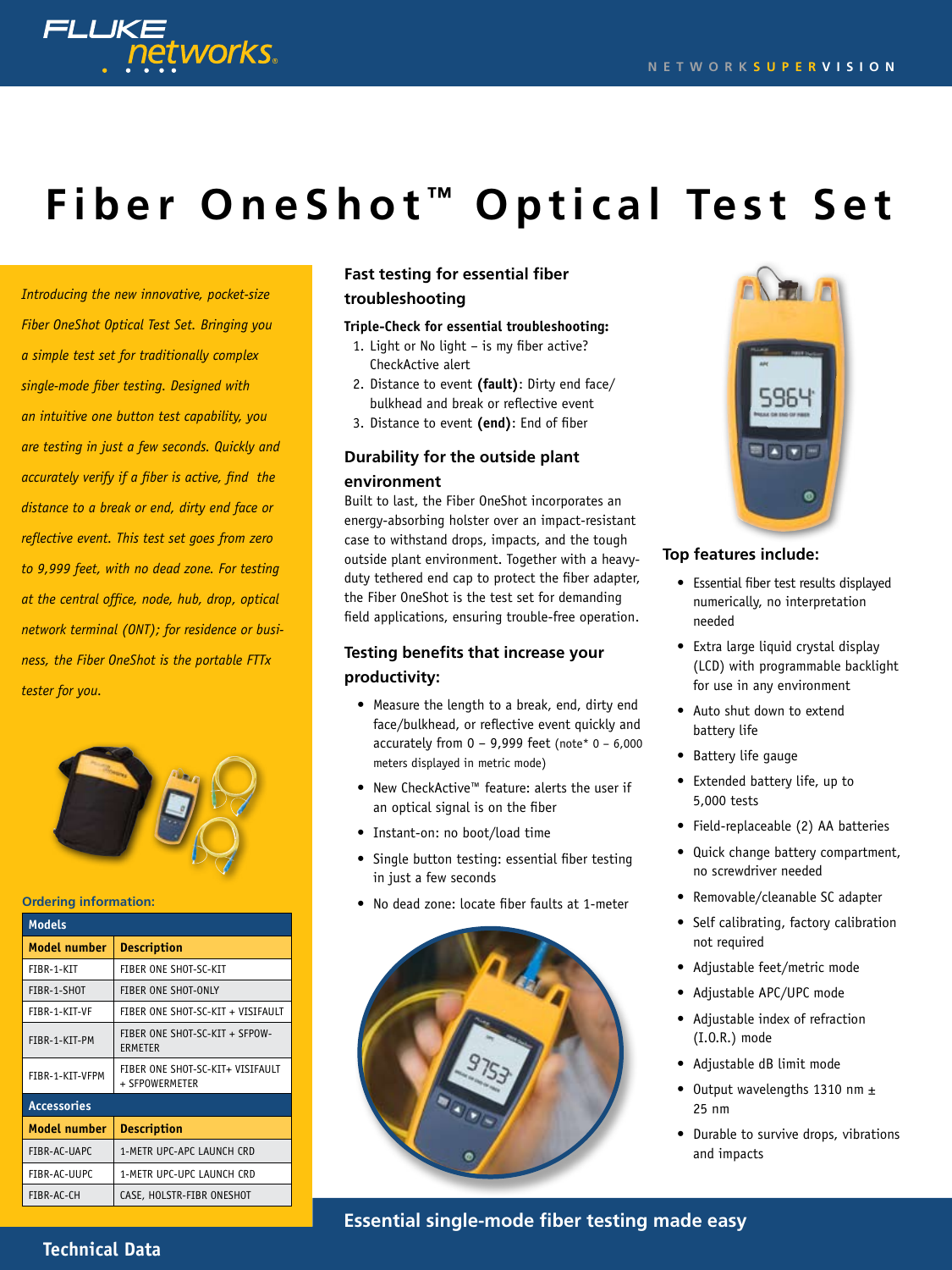# Fiber OneShot™ Optical Test Set

*Introducing the new innovative, pocket-size Fiber OneShot Optical Test Set. Bringing you a simple test set for traditionally complex single-mode fiber testing. Designed with an intuitive one button test capability, you are testing in just a few seconds. Quickly and accurately verify if a fiber is active, find the distance to a break or end, dirty end face or reflective event. This test set goes from zero to 9,999 feet, with no dead zone. For testing at the central office, node, hub, drop, optical network terminal (ONT); for residence or business, the Fiber OneShot is the portable FTTx tester for you.*

**Ordering information:**

| Models | |
|---|---|
| **Model number** | **Description** |
| FIBR-1-KIT | FIBER ONE SHOT-SC-KIT |
| FIBR-1-SHOT | FIBER ONE SHOT-ONLY |
| FIBR-1-KIT-VF | FIBER ONE SHOT-SC-KIT + VISIFAULT |
| FIBR-1-KIT-PM | FIBER ONE SHOT-SC-KIT + SFPOWERMETER |
| FIBR-1-KIT-VFPM | FIBER ONE SHOT-SC-KIT+ VISIFAULT + SFPOWERMETER |
| **Accessories** | |
| **Model number** | **Description** |
| FIBR-AC-UAPC | 1-METR UPC-APC LAUNCH CRD |
| FIBR-AC-UUPC | 1-METR UPC-UPC LAUNCH CRD |
| FIBR-AC-CH | CASE, HOLSTR-FIBR ONESHOT |

## Fast testing for essential fiber troubleshooting

**Triple-Check for essential troubleshooting:**

1. Light or No light – is my fiber active? CheckActive alert
2. Distance to event **(fault)**: Dirty end face/ bulkhead and break or reflective event
3. Distance to event **(end)**: End of fiber

## Durability for the outside plant environment

Built to last, the Fiber OneShot incorporates an energy-absorbing holster over an impact-resistant case to withstand drops, impacts, and the tough outside plant environment. Together with a heavy-duty tethered end cap to protect the fiber adapter, the Fiber OneShot is the test set for demanding field applications, ensuring trouble-free operation.

## Testing benefits that increase your productivity:

- Measure the length to a break, end, dirty end face/bulkhead, or reflective event quickly and accurately from 0 – 9,999 feet (note* 0 – 6,000 meters displayed in metric mode)
- New CheckActive™ feature: alerts the user if an optical signal is on the fiber
- Instant-on: no boot/load time
- Single button testing: essential fiber testing in just a few seconds
- No dead zone: locate fiber faults at 1-meter

## Top features include:

- Essential fiber test results displayed numerically, no interpretation needed
- Extra large liquid crystal display (LCD) with programmable backlight for use in any environment
- Auto shut down to extend battery life
- Battery life gauge
- Extended battery life, up to 5,000 tests
- Field-replaceable (2) AA batteries
- Quick change battery compartment, no screwdriver needed
- Removable/cleanable SC adapter
- Self calibrating, factory calibration not required
- Adjustable feet/metric mode
- Adjustable APC/UPC mode
- Adjustable index of refraction (I.O.R.) mode
- Adjustable dB limit mode
- Output wavelengths 1310 nm ± 25 nm
- Durable to survive drops, vibrations and impacts

**Essential single-mode fiber testing made easy**

**Technical Data**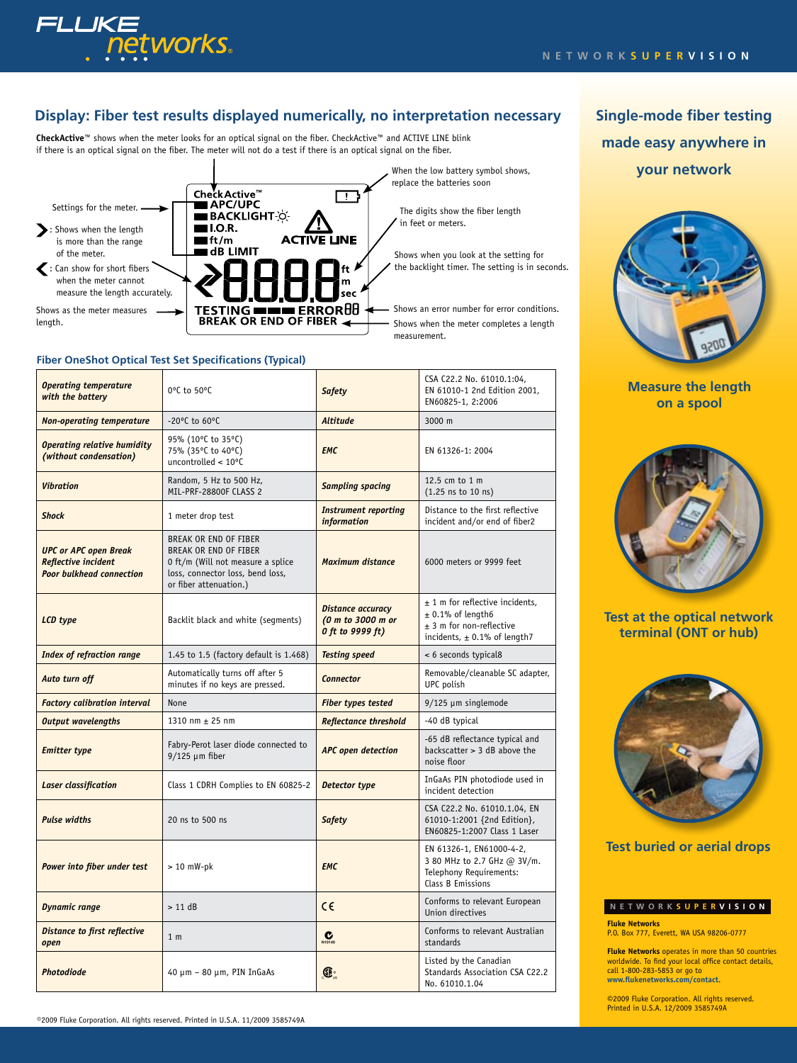## Display: Fiber test results displayed numerically, no interpretation necessary

**CheckActive**™ shows when the meter looks for an optical signal on the fiber. CheckActive™ and ACTIVE LINE blink if there is an optical signal on the fiber. The meter will not do a test if there is an optical signal on the fiber.

CheckActive™
APC/UPC
BACKLIGHT
I.O.R.
ft/m
dB LIMIT
ACTIVE LINE
8.8.8.8
ft
m
sec
TESTING
ERROR88
BREAK OR END OF FIBER

Settings for the meter.

> : Shows when the length is more than the range of the meter.

< : Can show for short fibers when the meter cannot measure the length accurately.

Shows as the meter measures length.

When the low battery symbol shows, replace the batteries soon

The digits show the fiber length in feet or meters.

Shows when you look at the setting for the backlight timer. The setting is in seconds.

Shows an error number for error conditions.

Shows when the meter completes a length measurement.

### Fiber OneShot Optical Test Set Specifications (Typical)

| | | | |
|---|---|---|---|
| *Operating temperature with the battery* | 0°C to 50°C | *Safety* | CSA C22.2 No. 61010.1:04, EN 61010-1 2nd Edition 2001, EN60825-1, 2:2006 |
| *Non-operating temperature* | -20°C to 60°C | *Altitude* | 3000 m |
| *Operating relative humidity (without condensation)* | 95% (10°C to 35°C)<br>75% (35°C to 40°C)<br>uncontrolled < 10°C | *EMC* | EN 61326-1: 2004 |
| *Vibration* | Random, 5 Hz to 500 Hz, MIL-PRF-28800F CLASS 2 | *Sampling spacing* | 12.5 cm to 1 m<br>(1.25 ns to 10 ns) |
| *Shock* | 1 meter drop test | *Instrument reporting information* | Distance to the first reflective incident and/or end of fiber2 |
| *UPC or APC open Break Reflective incident Poor bulkhead connection* | BREAK OR END OF FIBER<br>BREAK OR END OF FIBER<br>0 ft/m (Will not measure a splice loss, connector loss, bend loss, or fiber attenuation.) | *Maximum distance* | 6000 meters or 9999 feet |
| *LCD type* | Backlit black and white (segments) | *Distance accuracy (0 m to 3000 m or 0 ft to 9999 ft)* | ± 1 m for reflective incidents, ± 0.1% of length6<br>± 3 m for non-reflective incidents, ± 0.1% of length7 |
| *Index of refraction range* | 1.45 to 1.5 (factory default is 1.468) | *Testing speed* | < 6 seconds typical8 |
| *Auto turn off* | Automatically turns off after 5 minutes if no keys are pressed. | *Connector* | Removable/cleanable SC adapter, UPC polish |
| *Factory calibration interval* | None | *Fiber types tested* | 9/125 µm singlemode |
| *Output wavelengths* | 1310 nm ± 25 nm | *Reflectance threshold* | -40 dB typical |
| *Emitter type* | Fabry-Perot laser diode connected to 9/125 µm fiber | *APC open detection* | -65 dB reflectance typical and backscatter > 3 dB above the noise floor |
| *Laser classification* | Class 1 CDRH Complies to EN 60825-2 | *Detector type* | InGaAs PIN photodiode used in incident detection |
| *Pulse widths* | 20 ns to 500 ns | *Safety* | CSA C22.2 No. 61010.1.04, EN 61010-1:2001 {2nd Edition}, EN60825-1:2007 Class 1 Laser |
| *Power into fiber under test* | > 10 mW-pk | *EMC* | EN 61326-1, EN61000-4-2, 3 80 MHz to 2.7 GHz @ 3V/m. Telephony Requirements: Class B Emissions |
| *Dynamic range* | > 11 dB | CE | Conforms to relevant European Union directives |
| *Distance to first reflective open* | 1 m | N10140 | Conforms to relevant Australian standards |
| *Photodiode* | 40 µm – 80 µm, PIN InGaAs | CSA | Listed by the Canadian Standards Association CSA C22.2 No. 61010.1.04 |

©2009 Fluke Corporation. All rights reserved. Printed in U.S.A. 11/2009 3585749A

## Single-mode fiber testing made easy anywhere in your network

**Measure the length on a spool**

**Test at the optical network terminal (ONT or hub)**

**Test buried or aerial drops**

NETWORKSUPERVISION

**Fluke Networks**
P.O. Box 777, Everett, WA USA 98206-0777

**Fluke Networks** operates in more than 50 countries worldwide. To find your local office contact details, call 1-800-283-5853 or go to **www.flukenetworks.com/contact**.

©2009 Fluke Corporation. All rights reserved.
Printed in U.S.A. 12/2009 3585749A